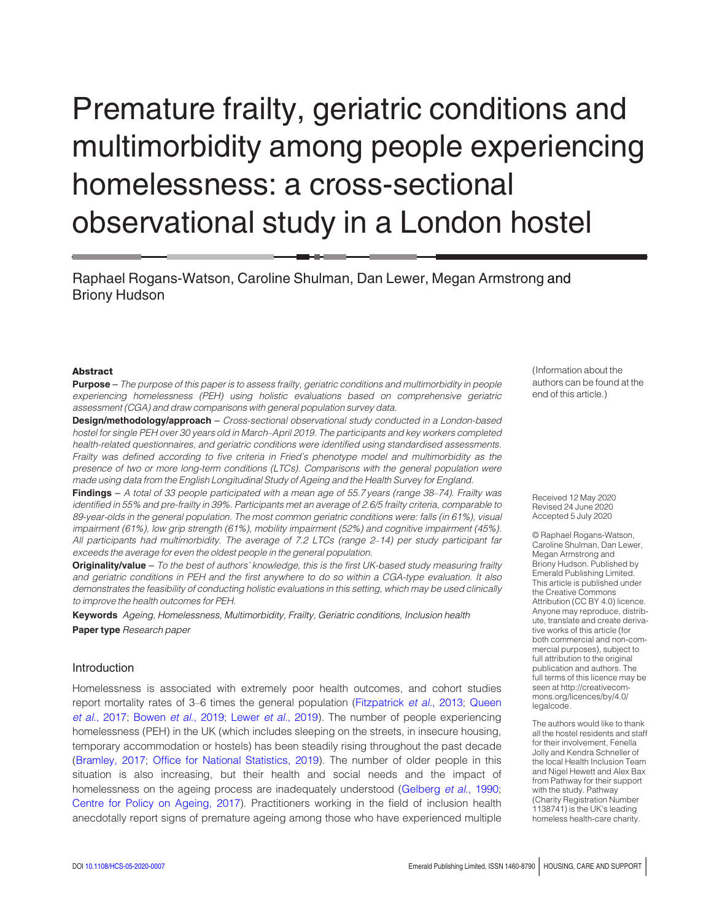# Premature frailty, geriatric conditions and multimorbidity among people experiencing homelessness: a cross-sectional observational study in a London hostel

Raphael Rogans-Watson, Caroline Shulman, Dan Lewer, Megan Armstrong and Briony Hudson

(Information about the authors can be found at the end of this article.)

## Abstract

**Purpose** – *The purpose of this paper is to assess frailty, geriatric conditions and multimorbidity in people experiencing homelessness (PEH) using holistic evaluations based on comprehensive geriatric assessment (CGA) and draw comparisons with general population survey data.*

**Design/methodology/approach** – *Cross-sectional observational study conducted in a London-based hostel for single PEH over 30 years old in March–April 2019. The participants and key workers completed health-related questionnaires, and geriatric conditions were identified using standardised assessments. Frailty was defined according to five criteria in Fried's phenotype model and multimorbidity as the presence of two or more long-term conditions (LTCs). Comparisons with the general population were made using data from the English Longitudinal Study of Ageing and the Health Survey for England.*

**Findings** – *A total of 33 people participated with a mean age of 55.7 years (range 38–74). Frailty was identified in 55% and pre-frailty in 39%. Participants met an average of 2.6/5 frailty criteria, comparable to 89-year-olds in the general population. The most common geriatric conditions were: falls (in 61%), visual impairment (61%), low grip strength (61%), mobility impairment (52%) and cognitive impairment (45%). All participants had multimorbidity. The average of 7.2 LTCs (range 2–14) per study participant far exceeds the average for even the oldest people in the general population.*

**Originality/value** – *To the best of authors' knowledge, this is the first UK-based study measuring frailty and geriatric conditions in PEH and the first anywhere to do so within a CGA-type evaluation. It also demonstrates the feasibility of conducting holistic evaluations in this setting, which may be used clinically to improve the health outcomes for PEH.*

**Keywords** *Ageing, Homelessness, Multimorbidity, Frailty, Geriatric conditions, Inclusion health*

**Paper type** *Research paper*

Received 12 May 2020
Revised 24 June 2020
Accepted 5 July 2020

© Raphael Rogans-Watson, Caroline Shulman, Dan Lewer, Megan Armstrong and Briony Hudson. Published by Emerald Publishing Limited. This article is published under the Creative Commons Attribution (CC BY 4.0) licence. Anyone may reproduce, distribute, translate and create derivative works of this article (for both commercial and non-commercial purposes), subject to full attribution to the original publication and authors. The full terms of this licence may be seen at http://creativecommons.org/licences/by/4.0/legalcode.

The authors would like to thank all the hostel residents and staff for their involvement, Fenella Jolly and Kendra Schneller of the local Health Inclusion Team and Nigel Hewett and Alex Bax from Pathway for their support with the study. Pathway (Charity Registration Number 1138741) is the UK's leading homeless health-care charity.

## Introduction

Homelessness is associated with extremely poor health outcomes, and cohort studies report mortality rates of 3–6 times the general population (Fitzpatrick *et al.*, 2013; Queen *et al.*, 2017; Bowen *et al.*, 2019; Lewer *et al.*, 2019). The number of people experiencing homelessness (PEH) in the UK (which includes sleeping on the streets, in insecure housing, temporary accommodation or hostels) has been steadily rising throughout the past decade (Bramley, 2017; Office for National Statistics, 2019). The number of older people in this situation is also increasing, but their health and social needs and the impact of homelessness on the ageing process are inadequately understood (Gelberg *et al.*, 1990; Centre for Policy on Ageing, 2017). Practitioners working in the field of inclusion health anecdotally report signs of premature ageing among those who have experienced multiple

DOI 10.1108/HCS-05-2020-0007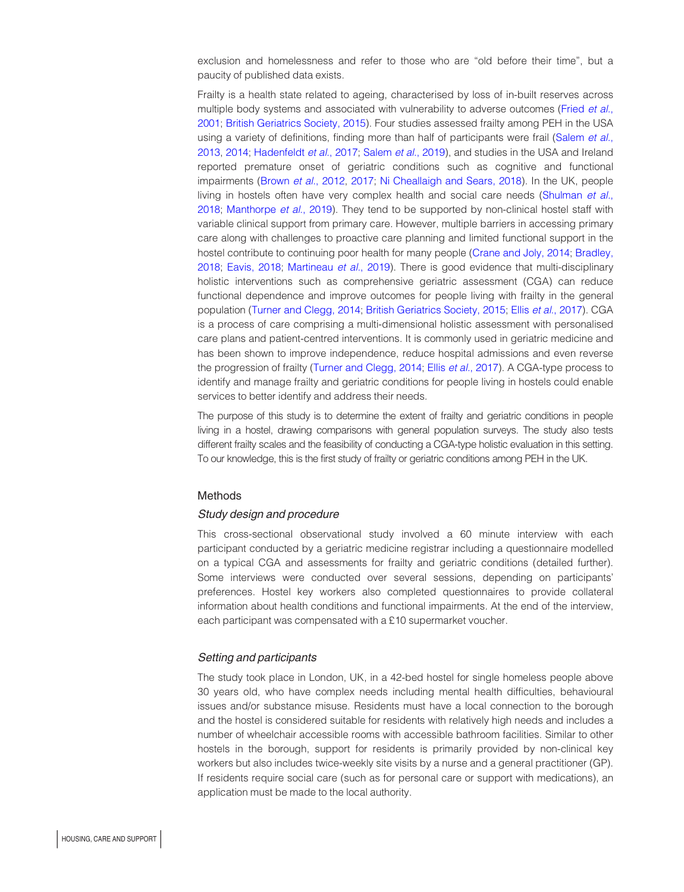exclusion and homelessness and refer to those who are "old before their time", but a paucity of published data exists.

Frailty is a health state related to ageing, characterised by loss of in-built reserves across multiple body systems and associated with vulnerability to adverse outcomes (Fried *et al.*, 2001; British Geriatrics Society, 2015). Four studies assessed frailty among PEH in the USA using a variety of definitions, finding more than half of participants were frail (Salem *et al.*, 2013, 2014; Hadenfeldt *et al.*, 2017; Salem *et al.*, 2019), and studies in the USA and Ireland reported premature onset of geriatric conditions such as cognitive and functional impairments (Brown *et al.*, 2012, 2017; Ni Cheallaigh and Sears, 2018). In the UK, people living in hostels often have very complex health and social care needs (Shulman *et al.*, 2018; Manthorpe *et al.*, 2019). They tend to be supported by non-clinical hostel staff with variable clinical support from primary care. However, multiple barriers in accessing primary care along with challenges to proactive care planning and limited functional support in the hostel contribute to continuing poor health for many people (Crane and Joly, 2014; Bradley, 2018; Eavis, 2018; Martineau *et al.*, 2019). There is good evidence that multi-disciplinary holistic interventions such as comprehensive geriatric assessment (CGA) can reduce functional dependence and improve outcomes for people living with frailty in the general population (Turner and Clegg, 2014; British Geriatrics Society, 2015; Ellis *et al.*, 2017). CGA is a process of care comprising a multi-dimensional holistic assessment with personalised care plans and patient-centred interventions. It is commonly used in geriatric medicine and has been shown to improve independence, reduce hospital admissions and even reverse the progression of frailty (Turner and Clegg, 2014; Ellis *et al.*, 2017). A CGA-type process to identify and manage frailty and geriatric conditions for people living in hostels could enable services to better identify and address their needs.

The purpose of this study is to determine the extent of frailty and geriatric conditions in people living in a hostel, drawing comparisons with general population surveys. The study also tests different frailty scales and the feasibility of conducting a CGA-type holistic evaluation in this setting. To our knowledge, this is the first study of frailty or geriatric conditions among PEH in the UK.

## Methods

### *Study design and procedure*

This cross-sectional observational study involved a 60 minute interview with each participant conducted by a geriatric medicine registrar including a questionnaire modelled on a typical CGA and assessments for frailty and geriatric conditions (detailed further). Some interviews were conducted over several sessions, depending on participants' preferences. Hostel key workers also completed questionnaires to provide collateral information about health conditions and functional impairments. At the end of the interview, each participant was compensated with a £10 supermarket voucher.

### *Setting and participants*

The study took place in London, UK, in a 42-bed hostel for single homeless people above 30 years old, who have complex needs including mental health difficulties, behavioural issues and/or substance misuse. Residents must have a local connection to the borough and the hostel is considered suitable for residents with relatively high needs and includes a number of wheelchair accessible rooms with accessible bathroom facilities. Similar to other hostels in the borough, support for residents is primarily provided by non-clinical key workers but also includes twice-weekly site visits by a nurse and a general practitioner (GP). If residents require social care (such as for personal care or support with medications), an application must be made to the local authority.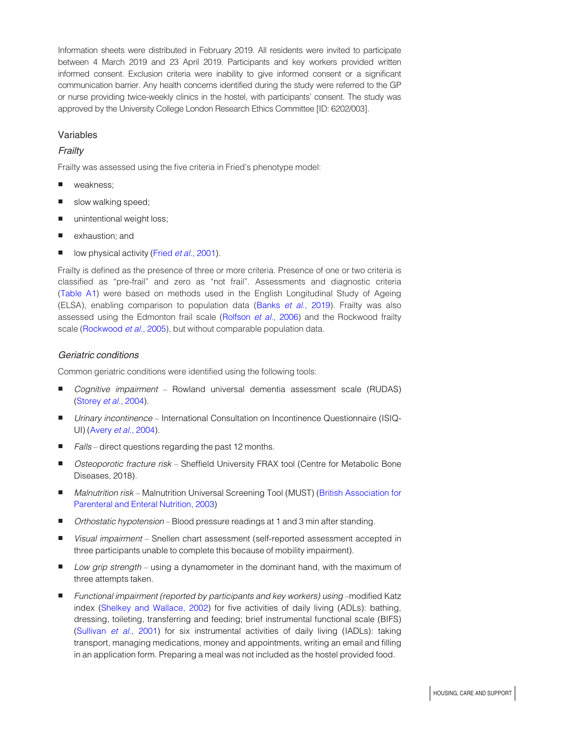Information sheets were distributed in February 2019. All residents were invited to participate between 4 March 2019 and 23 April 2019. Participants and key workers provided written informed consent. Exclusion criteria were inability to give informed consent or a significant communication barrier. Any health concerns identified during the study were referred to the GP or nurse providing twice-weekly clinics in the hostel, with participants' consent. The study was approved by the University College London Research Ethics Committee [ID: 6202/003].

## Variables

### *Frailty*

Frailty was assessed using the five criteria in Fried's phenotype model:

- weakness;
- slow walking speed;
- unintentional weight loss;
- exhaustion; and
- low physical activity (Fried *et al.*, 2001).

Frailty is defined as the presence of three or more criteria. Presence of one or two criteria is classified as "pre-frail" and zero as "not frail". Assessments and diagnostic criteria (Table A1) were based on methods used in the English Longitudinal Study of Ageing (ELSA), enabling comparison to population data (Banks *et al.*, 2019). Frailty was also assessed using the Edmonton frail scale (Rolfson *et al.*, 2006) and the Rockwood frailty scale (Rockwood *et al.*, 2005), but without comparable population data.

### *Geriatric conditions*

Common geriatric conditions were identified using the following tools:

- *Cognitive impairment* – Rowland universal dementia assessment scale (RUDAS) (Storey *et al.*, 2004).
- *Urinary incontinence* – International Consultation on Incontinence Questionnaire (ISIQ-UI) (Avery *et al.*, 2004).
- *Falls* – direct questions regarding the past 12 months.
- *Osteoporotic fracture risk* – Sheffield University FRAX tool (Centre for Metabolic Bone Diseases, 2018).
- *Malnutrition risk* – Malnutrition Universal Screening Tool (MUST) (British Association for Parenteral and Enteral Nutrition, 2003)
- *Orthostatic hypotension* – Blood pressure readings at 1 and 3 min after standing.
- *Visual impairment* – Snellen chart assessment (self-reported assessment accepted in three participants unable to complete this because of mobility impairment).
- *Low grip strength* – using a dynamometer in the dominant hand, with the maximum of three attempts taken.
- *Functional impairment (reported by participants and key workers) using* –modified Katz index (Shelkey and Wallace, 2002) for five activities of daily living (ADLs): bathing, dressing, toileting, transferring and feeding; brief instrumental functional scale (BIFS) (Sullivan *et al.*, 2001) for six instrumental activities of daily living (IADLs): taking transport, managing medications, money and appointments, writing an email and filling in an application form. Preparing a meal was not included as the hostel provided food.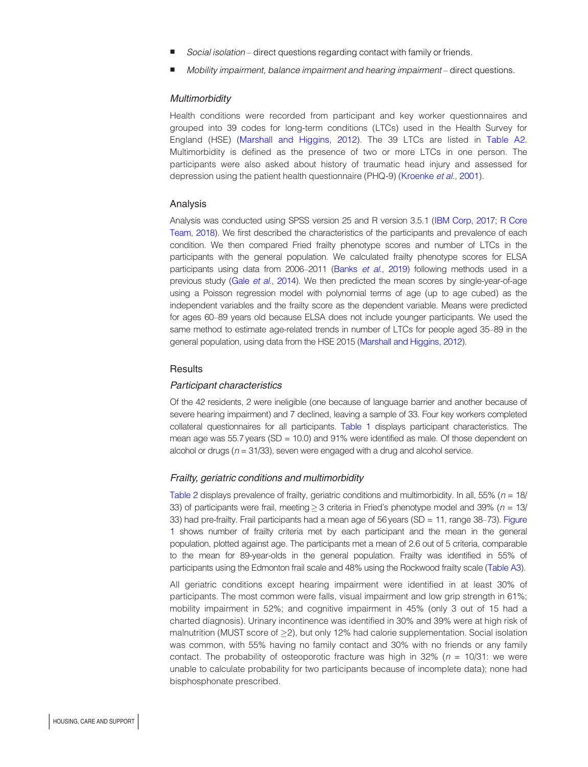- *Social isolation* – direct questions regarding contact with family or friends.
- *Mobility impairment, balance impairment and hearing impairment* – direct questions.

### *Multimorbidity*

Health conditions were recorded from participant and key worker questionnaires and grouped into 39 codes for long-term conditions (LTCs) used in the Health Survey for England (HSE) (Marshall and Higgins, 2012). The 39 LTCs are listed in Table A2. Multimorbidity is defined as the presence of two or more LTCs in one person. The participants were also asked about history of traumatic head injury and assessed for depression using the patient health questionnaire (PHQ-9) (Kroenke *et al.*, 2001).

## Analysis

Analysis was conducted using SPSS version 25 and R version 3.5.1 (IBM Corp, 2017; R Core Team, 2018). We first described the characteristics of the participants and prevalence of each condition. We then compared Fried frailty phenotype scores and number of LTCs in the participants with the general population. We calculated frailty phenotype scores for ELSA participants using data from 2006–2011 (Banks *et al.*, 2019) following methods used in a previous study (Gale *et al.*, 2014). We then predicted the mean scores by single-year-of-age using a Poisson regression model with polynomial terms of age (up to age cubed) as the independent variables and the frailty score as the dependent variable. Means were predicted for ages 60–89 years old because ELSA does not include younger participants. We used the same method to estimate age-related trends in number of LTCs for people aged 35–89 in the general population, using data from the HSE 2015 (Marshall and Higgins, 2012).

## Results

### *Participant characteristics*

Of the 42 residents, 2 were ineligible (one because of language barrier and another because of severe hearing impairment) and 7 declined, leaving a sample of 33. Four key workers completed collateral questionnaires for all participants. Table 1 displays participant characteristics. The mean age was 55.7 years (SD = 10.0) and 91% were identified as male. Of those dependent on alcohol or drugs ($n$ = 31/33), seven were engaged with a drug and alcohol service.

### *Frailty, geriatric conditions and multimorbidity*

Table 2 displays prevalence of frailty, geriatric conditions and multimorbidity. In all, 55% ($n$ = 18/33) of participants were frail, meeting $\geq$ 3 criteria in Fried's phenotype model and 39% ($n$ = 13/33) had pre-frailty. Frail participants had a mean age of 56 years (SD = 11, range 38–73). Figure 1 shows number of frailty criteria met by each participant and the mean in the general population, plotted against age. The participants met a mean of 2.6 out of 5 criteria, comparable to the mean for 89-year-olds in the general population. Frailty was identified in 55% of participants using the Edmonton frail scale and 48% using the Rockwood frailty scale (Table A3).

All geriatric conditions except hearing impairment were identified in at least 30% of participants. The most common were falls, visual impairment and low grip strength in 61%; mobility impairment in 52%; and cognitive impairment in 45% (only 3 out of 15 had a charted diagnosis). Urinary incontinence was identified in 30% and 39% were at high risk of malnutrition (MUST score of $\geq$2), but only 12% had calorie supplementation. Social isolation was common, with 55% having no family contact and 30% with no friends or any family contact. The probability of osteoporotic fracture was high in 32% ($n$ = 10/31: we were unable to calculate probability for two participants because of incomplete data); none had bisphosphonate prescribed.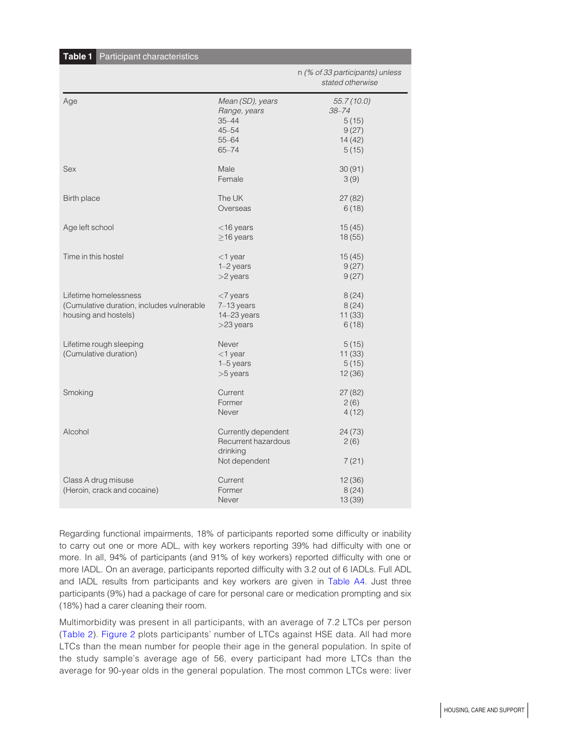**Table 1** Participant characteristics

| | | n (% of 33 participants) unless stated otherwise |
|---|---|---|
| Age | *Mean (SD), years* | *55.7 (10.0)* |
| | *Range, years* | *38–74* |
| | 35–44 | 5 (15) |
| | 45–54 | 9 (27) |
| | 55–64 | 14 (42) |
| | 65–74 | 5 (15) |
| Sex | Male | 30 (91) |
| | Female | 3 (9) |
| Birth place | The UK | 27 (82) |
| | Overseas | 6 (18) |
| Age left school | <16 years | 15 (45) |
| | ≥16 years | 18 (55) |
| Time in this hostel | <1 year | 15 (45) |
| | 1–2 years | 9 (27) |
| | >2 years | 9 (27) |
| Lifetime homelessness (Cumulative duration, includes vulnerable housing and hostels) | <7 years | 8 (24) |
| | 7–13 years | 8 (24) |
| | 14–23 years | 11 (33) |
| | >23 years | 6 (18) |
| Lifetime rough sleeping (Cumulative duration) | Never | 5 (15) |
| | <1 year | 11 (33) |
| | 1–5 years | 5 (15) |
| | >5 years | 12 (36) |
| Smoking | Current | 27 (82) |
| | Former | 2 (6) |
| | Never | 4 (12) |
| Alcohol | Currently dependent | 24 (73) |
| | Recurrent hazardous drinking | 2 (6) |
| | Not dependent | 7 (21) |
| Class A drug misuse (Heroin, crack and cocaine) | Current | 12 (36) |
| | Former | 8 (24) |
| | Never | 13 (39) |

Regarding functional impairments, 18% of participants reported some difficulty or inability to carry out one or more ADL, with key workers reporting 39% had difficulty with one or more. In all, 94% of participants (and 91% of key workers) reported difficulty with one or more IADL. On an average, participants reported difficulty with 3.2 out of 6 IADLs. Full ADL and IADL results from participants and key workers are given in Table A4. Just three participants (9%) had a package of care for personal care or medication prompting and six (18%) had a carer cleaning their room.

Multimorbidity was present in all participants, with an average of 7.2 LTCs per person (Table 2). Figure 2 plots participants' number of LTCs against HSE data. All had more LTCs than the mean number for people their age in the general population. In spite of the study sample's average age of 56, every participant had more LTCs than the average for 90-year olds in the general population. The most common LTCs were: liver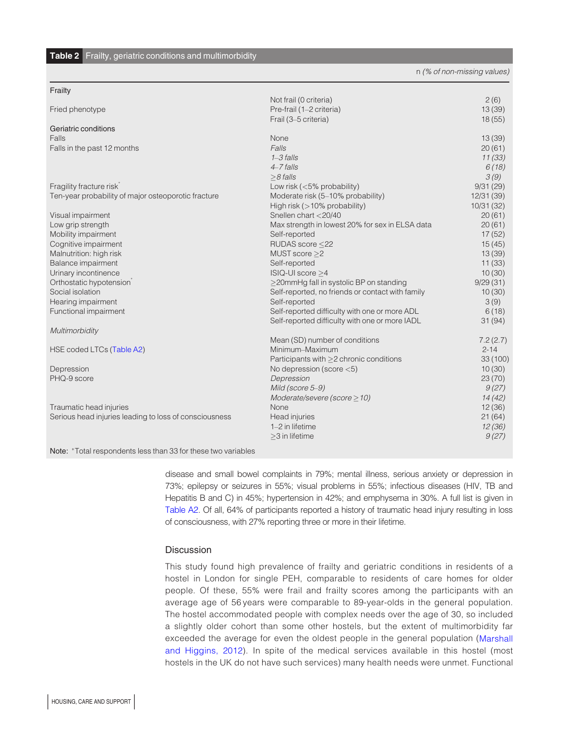**Table 2** Frailty, geriatric conditions and multimorbidity

| | | n (% of non-missing values) |
|---|---|---|
| Frailty | | |
| Fried phenotype | Not frail (0 criteria) | 2 (6) |
| | Pre-frail (1–2 criteria) | 13 (39) |
| | Frail (3–5 criteria) | 18 (55) |
| Geriatric conditions | | |
| Falls | None | 13 (39) |
| Falls in the past 12 months | *Falls* | 20 (61) |
| | *1–3 falls* | *11 (33)* |
| | *4–7 falls* | *6 (18)* |
| | *≥8 falls* | *3 (9)* |
| Fragility fracture risk* | Low risk (<5% probability) | 9/31 (29) |
| Ten-year probability of major osteoporotic fracture | Moderate risk (5–10% probability) | 12/31 (39) |
| | High risk (>10% probability) | 10/31 (32) |
| Visual impairment | Snellen chart <20/40 | 20 (61) |
| Low grip strength | Max strength in lowest 20% for sex in ELSA data | 20 (61) |
| Mobility impairment | Self-reported | 17 (52) |
| Cognitive impairment | RUDAS score ≤22 | 15 (45) |
| Malnutrition: high risk | MUST score ≥2 | 13 (39) |
| Balance impairment | Self-reported | 11 (33) |
| Urinary incontinence | ISIQ-UI score ≥4 | 10 (30) |
| Orthostatic hypotension* | ≥20mmHg fall in systolic BP on standing | 9/29 (31) |
| Social isolation | Self-reported, no friends or contact with family | 10 (30) |
| Hearing impairment | Self-reported | 3 (9) |
| Functional impairment | Self-reported difficulty with one or more ADL | 6 (18) |
| | Self-reported difficulty with one or more IADL | 31 (94) |
| *Multimorbidity* | | |
| HSE coded LTCs (Table A2) | Mean (SD) number of conditions | 7.2 (2.7) |
| | Minimum–Maximum | 2-14 |
| | Participants with ≥2 chronic conditions | 33 (100) |
| Depression | No depression (score <5) | 10 (30) |
| PHQ-9 score | *Depression* | 23 (70) |
| | *Mild (score 5–9)* | *9 (27)* |
| | *Moderate/severe (score ≥10)* | *14 (42)* |
| Traumatic head injuries | None | 12 (36) |
| Serious head injuries leading to loss of consciousness | Head injuries | 21 (64) |
| | 1–2 in lifetime | *12 (36)* |
| | ≥3 in lifetime | *9 (27)* |

Note: *Total respondents less than 33 for these two variables

disease and small bowel complaints in 79%; mental illness, serious anxiety or depression in 73%; epilepsy or seizures in 55%; visual problems in 55%; infectious diseases (HIV, TB and Hepatitis B and C) in 45%; hypertension in 42%; and emphysema in 30%. A full list is given in Table A2. Of all, 64% of participants reported a history of traumatic head injury resulting in loss of consciousness, with 27% reporting three or more in their lifetime.

## Discussion

This study found high prevalence of frailty and geriatric conditions in residents of a hostel in London for single PEH, comparable to residents of care homes for older people. Of these, 55% were frail and frailty scores among the participants with an average age of 56 years were comparable to 89-year-olds in the general population. The hostel accommodated people with complex needs over the age of 30, so included a slightly older cohort than some other hostels, but the extent of multimorbidity far exceeded the average for even the oldest people in the general population (Marshall and Higgins, 2012). In spite of the medical services available in this hostel (most hostels in the UK do not have such services) many health needs were unmet. Functional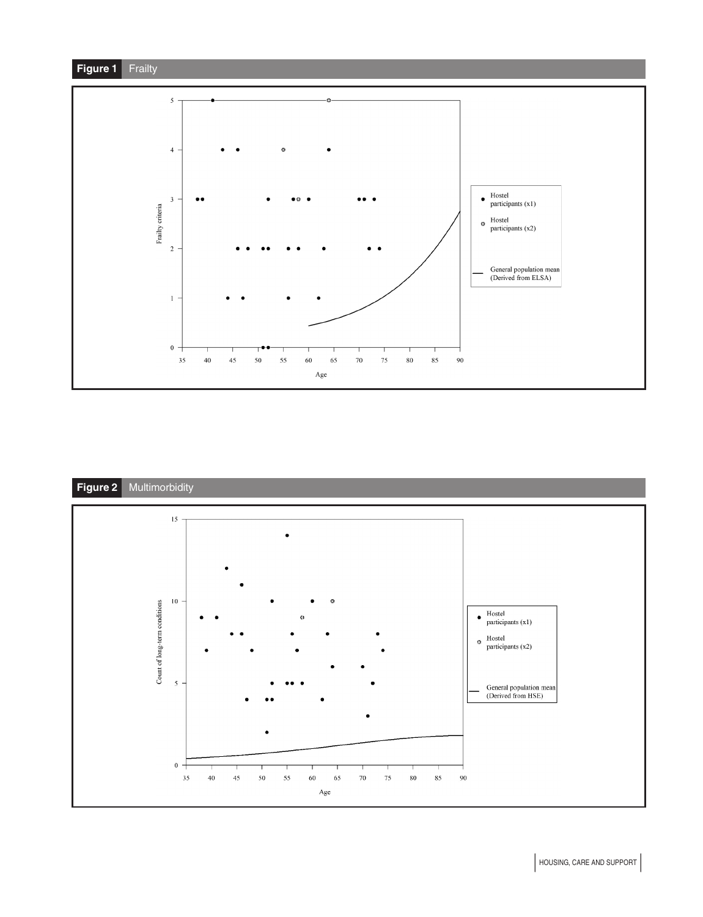**Figure 1** Frailty

**Figure 2** Multimorbidity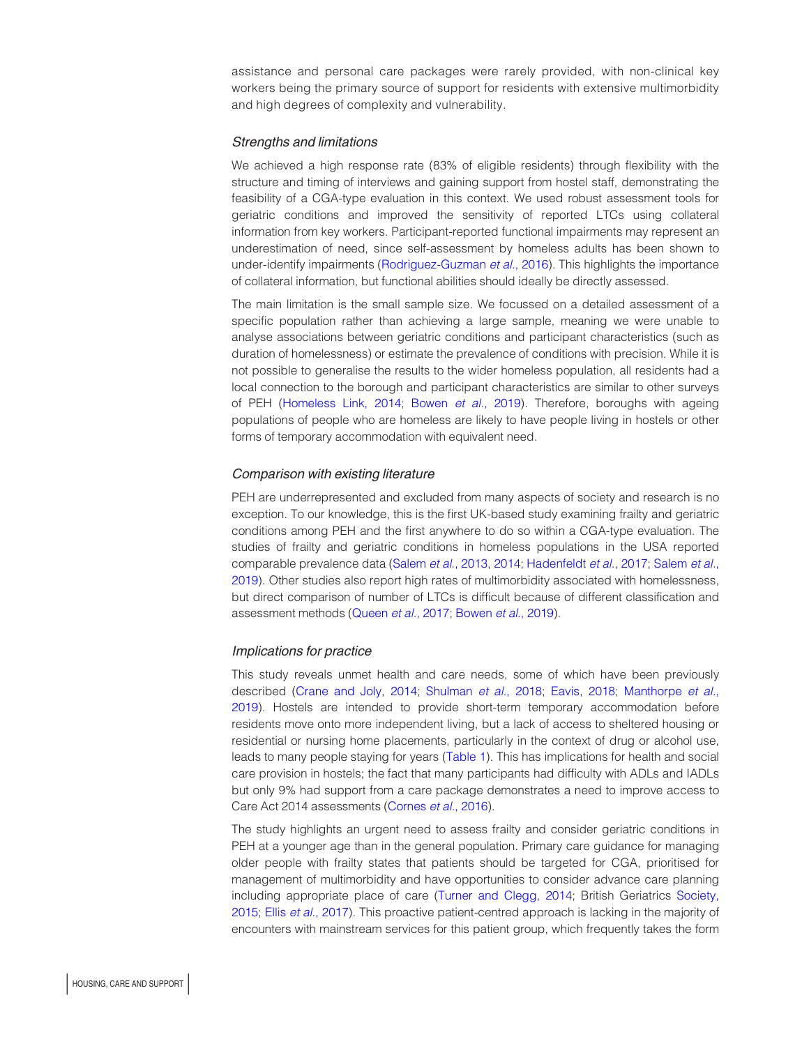assistance and personal care packages were rarely provided, with non-clinical key workers being the primary source of support for residents with extensive multimorbidity and high degrees of complexity and vulnerability.

### *Strengths and limitations*

We achieved a high response rate (83% of eligible residents) through flexibility with the structure and timing of interviews and gaining support from hostel staff, demonstrating the feasibility of a CGA-type evaluation in this context. We used robust assessment tools for geriatric conditions and improved the sensitivity of reported LTCs using collateral information from key workers. Participant-reported functional impairments may represent an underestimation of need, since self-assessment by homeless adults has been shown to under-identify impairments (Rodriguez-Guzman *et al.*, 2016). This highlights the importance of collateral information, but functional abilities should ideally be directly assessed.

The main limitation is the small sample size. We focussed on a detailed assessment of a specific population rather than achieving a large sample, meaning we were unable to analyse associations between geriatric conditions and participant characteristics (such as duration of homelessness) or estimate the prevalence of conditions with precision. While it is not possible to generalise the results to the wider homeless population, all residents had a local connection to the borough and participant characteristics are similar to other surveys of PEH (Homeless Link, 2014; Bowen *et al.*, 2019). Therefore, boroughs with ageing populations of people who are homeless are likely to have people living in hostels or other forms of temporary accommodation with equivalent need.

### *Comparison with existing literature*

PEH are underrepresented and excluded from many aspects of society and research is no exception. To our knowledge, this is the first UK-based study examining frailty and geriatric conditions among PEH and the first anywhere to do so within a CGA-type evaluation. The studies of frailty and geriatric conditions in homeless populations in the USA reported comparable prevalence data (Salem *et al.*, 2013, 2014; Hadenfeldt *et al.*, 2017; Salem *et al.*, 2019). Other studies also report high rates of multimorbidity associated with homelessness, but direct comparison of number of LTCs is difficult because of different classification and assessment methods (Queen *et al.*, 2017; Bowen *et al.*, 2019).

### *Implications for practice*

This study reveals unmet health and care needs, some of which have been previously described (Crane and Joly, 2014; Shulman *et al.*, 2018; Eavis, 2018; Manthorpe *et al.*, 2019). Hostels are intended to provide short-term temporary accommodation before residents move onto more independent living, but a lack of access to sheltered housing or residential or nursing home placements, particularly in the context of drug or alcohol use, leads to many people staying for years (Table 1). This has implications for health and social care provision in hostels; the fact that many participants had difficulty with ADLs and IADLs but only 9% had support from a care package demonstrates a need to improve access to Care Act 2014 assessments (Cornes *et al.*, 2016).

The study highlights an urgent need to assess frailty and consider geriatric conditions in PEH at a younger age than in the general population. Primary care guidance for managing older people with frailty states that patients should be targeted for CGA, prioritised for management of multimorbidity and have opportunities to consider advance care planning including appropriate place of care (Turner and Clegg, 2014; British Geriatrics Society, 2015; Ellis *et al.*, 2017). This proactive patient-centred approach is lacking in the majority of encounters with mainstream services for this patient group, which frequently takes the form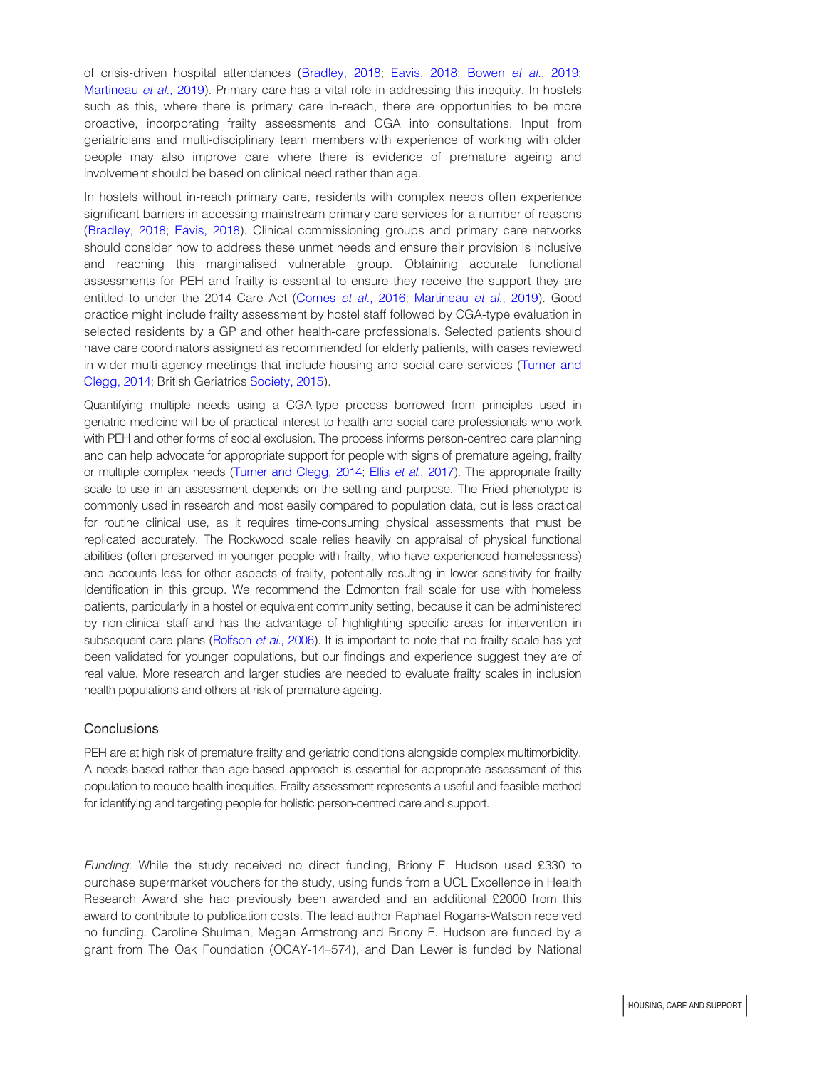of crisis-driven hospital attendances (Bradley, 2018; Eavis, 2018; Bowen *et al.*, 2019; Martineau *et al.*, 2019). Primary care has a vital role in addressing this inequity. In hostels such as this, where there is primary care in-reach, there are opportunities to be more proactive, incorporating frailty assessments and CGA into consultations. Input from geriatricians and multi-disciplinary team members with experience of working with older people may also improve care where there is evidence of premature ageing and involvement should be based on clinical need rather than age.

In hostels without in-reach primary care, residents with complex needs often experience significant barriers in accessing mainstream primary care services for a number of reasons (Bradley, 2018; Eavis, 2018). Clinical commissioning groups and primary care networks should consider how to address these unmet needs and ensure their provision is inclusive and reaching this marginalised vulnerable group. Obtaining accurate functional assessments for PEH and frailty is essential to ensure they receive the support they are entitled to under the 2014 Care Act (Cornes *et al.*, 2016; Martineau *et al.*, 2019). Good practice might include frailty assessment by hostel staff followed by CGA-type evaluation in selected residents by a GP and other health-care professionals. Selected patients should have care coordinators assigned as recommended for elderly patients, with cases reviewed in wider multi-agency meetings that include housing and social care services (Turner and Clegg, 2014; British Geriatrics Society, 2015).

Quantifying multiple needs using a CGA-type process borrowed from principles used in geriatric medicine will be of practical interest to health and social care professionals who work with PEH and other forms of social exclusion. The process informs person-centred care planning and can help advocate for appropriate support for people with signs of premature ageing, frailty or multiple complex needs (Turner and Clegg, 2014; Ellis *et al.*, 2017). The appropriate frailty scale to use in an assessment depends on the setting and purpose. The Fried phenotype is commonly used in research and most easily compared to population data, but is less practical for routine clinical use, as it requires time-consuming physical assessments that must be replicated accurately. The Rockwood scale relies heavily on appraisal of physical functional abilities (often preserved in younger people with frailty, who have experienced homelessness) and accounts less for other aspects of frailty, potentially resulting in lower sensitivity for frailty identification in this group. We recommend the Edmonton frail scale for use with homeless patients, particularly in a hostel or equivalent community setting, because it can be administered by non-clinical staff and has the advantage of highlighting specific areas for intervention in subsequent care plans (Rolfson *et al.*, 2006). It is important to note that no frailty scale has yet been validated for younger populations, but our findings and experience suggest they are of real value. More research and larger studies are needed to evaluate frailty scales in inclusion health populations and others at risk of premature ageing.

## Conclusions

PEH are at high risk of premature frailty and geriatric conditions alongside complex multimorbidity. A needs-based rather than age-based approach is essential for appropriate assessment of this population to reduce health inequities. Frailty assessment represents a useful and feasible method for identifying and targeting people for holistic person-centred care and support.

*Funding*: While the study received no direct funding, Briony F. Hudson used £330 to purchase supermarket vouchers for the study, using funds from a UCL Excellence in Health Research Award she had previously been awarded and an additional £2000 from this award to contribute to publication costs. The lead author Raphael Rogans-Watson received no funding. Caroline Shulman, Megan Armstrong and Briony F. Hudson are funded by a grant from The Oak Foundation (OCAY-14–574), and Dan Lewer is funded by National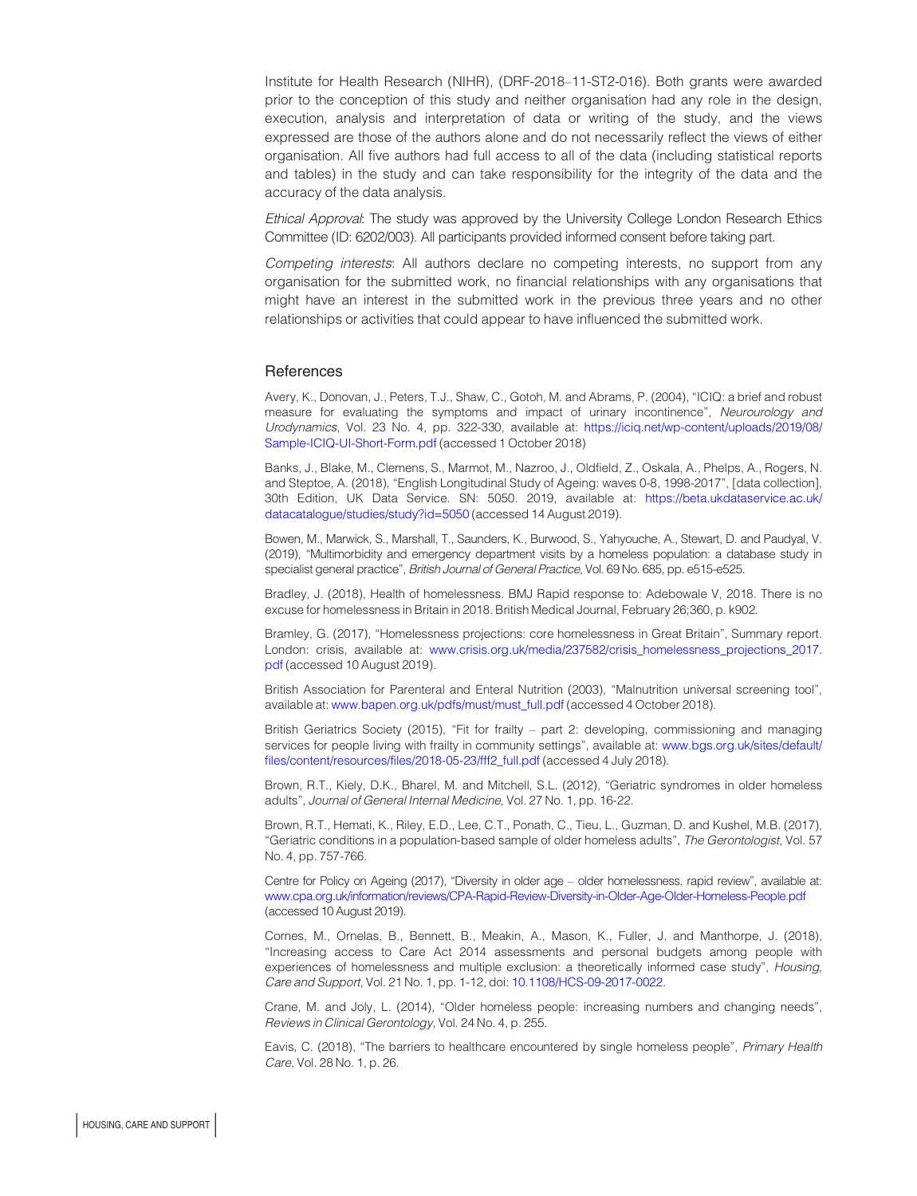Institute for Health Research (NIHR), (DRF-2018–11-ST2-016). Both grants were awarded prior to the conception of this study and neither organisation had any role in the design, execution, analysis and interpretation of data or writing of the study, and the views expressed are those of the authors alone and do not necessarily reflect the views of either organisation. All five authors had full access to all of the data (including statistical reports and tables) in the study and can take responsibility for the integrity of the data and the accuracy of the data analysis.

*Ethical Approval*: The study was approved by the University College London Research Ethics Committee (ID: 6202/003). All participants provided informed consent before taking part.

*Competing interests*: All authors declare no competing interests, no support from any organisation for the submitted work, no financial relationships with any organisations that might have an interest in the submitted work in the previous three years and no other relationships or activities that could appear to have influenced the submitted work.

## References

Avery, K., Donovan, J., Peters, T.J., Shaw, C., Gotoh, M. and Abrams, P. (2004), "ICIQ: a brief and robust measure for evaluating the symptoms and impact of urinary incontinence", *Neurourology and Urodynamics*, Vol. 23 No. 4, pp. 322-330, available at: https://iciq.net/wp-content/uploads/2019/08/Sample-ICIQ-UI-Short-Form.pdf (accessed 1 October 2018)

Banks, J., Blake, M., Clemens, S., Marmot, M., Nazroo, J., Oldfield, Z., Oskala, A., Phelps, A., Rogers, N. and Steptoe, A. (2018), "English Longitudinal Study of Ageing: waves 0-8, 1998-2017", [data collection], 30th Edition, UK Data Service. SN: 5050. 2019, available at: https://beta.ukdataservice.ac.uk/datacatalogue/studies/study?id=5050 (accessed 14 August 2019).

Bowen, M., Marwick, S., Marshall, T., Saunders, K., Burwood, S., Yahyouche, A., Stewart, D. and Paudyal, V. (2019), "Multimorbidity and emergency department visits by a homeless population: a database study in specialist general practice", *British Journal of General Practice*, Vol. 69 No. 685, pp. e515-e525.

Bradley, J. (2018), Health of homelessness. BMJ Rapid response to: Adebowale V, 2018. There is no excuse for homelessness in Britain in 2018. British Medical Journal, February 26;360, p. k902.

Bramley, G. (2017), "Homelessness projections: core homelessness in Great Britain", Summary report. London: crisis, available at: www.crisis.org.uk/media/237582/crisis_homelessness_projections_2017.pdf (accessed 10 August 2019).

British Association for Parenteral and Enteral Nutrition (2003), "Malnutrition universal screening tool", available at: www.bapen.org.uk/pdfs/must/must_full.pdf (accessed 4 October 2018).

British Geriatrics Society (2015), "Fit for frailty – part 2: developing, commissioning and managing services for people living with frailty in community settings", available at: www.bgs.org.uk/sites/default/files/content/resources/files/2018-05-23/fff2_full.pdf (accessed 4 July 2018).

Brown, R.T., Kiely, D.K., Bharel, M. and Mitchell, S.L. (2012), "Geriatric syndromes in older homeless adults", *Journal of General Internal Medicine*, Vol. 27 No. 1, pp. 16-22.

Brown, R.T., Hemati, K., Riley, E.D., Lee, C.T., Ponath, C., Tieu, L., Guzman, D. and Kushel, M.B. (2017), "Geriatric conditions in a population-based sample of older homeless adults", *The Gerontologist*, Vol. 57 No. 4, pp. 757-766.

Centre for Policy on Ageing (2017), "Diversity in older age – older homelessness. rapid review", available at: www.cpa.org.uk/information/reviews/CPA-Rapid-Review-Diversity-in-Older-Age-Older-Homeless-People.pdf (accessed 10 August 2019).

Cornes, M., Ornelas, B., Bennett, B., Meakin, A., Mason, K., Fuller, J. and Manthorpe, J. (2018), "Increasing access to Care Act 2014 assessments and personal budgets among people with experiences of homelessness and multiple exclusion: a theoretically informed case study", *Housing, Care and Support*, Vol. 21 No. 1, pp. 1-12, doi: 10.1108/HCS-09-2017-0022.

Crane, M. and Joly, L. (2014), "Older homeless people: increasing numbers and changing needs", *Reviews in Clinical Gerontology*, Vol. 24 No. 4, p. 255.

Eavis, C. (2018), "The barriers to healthcare encountered by single homeless people", *Primary Health Care*, Vol. 28 No. 1, p. 26.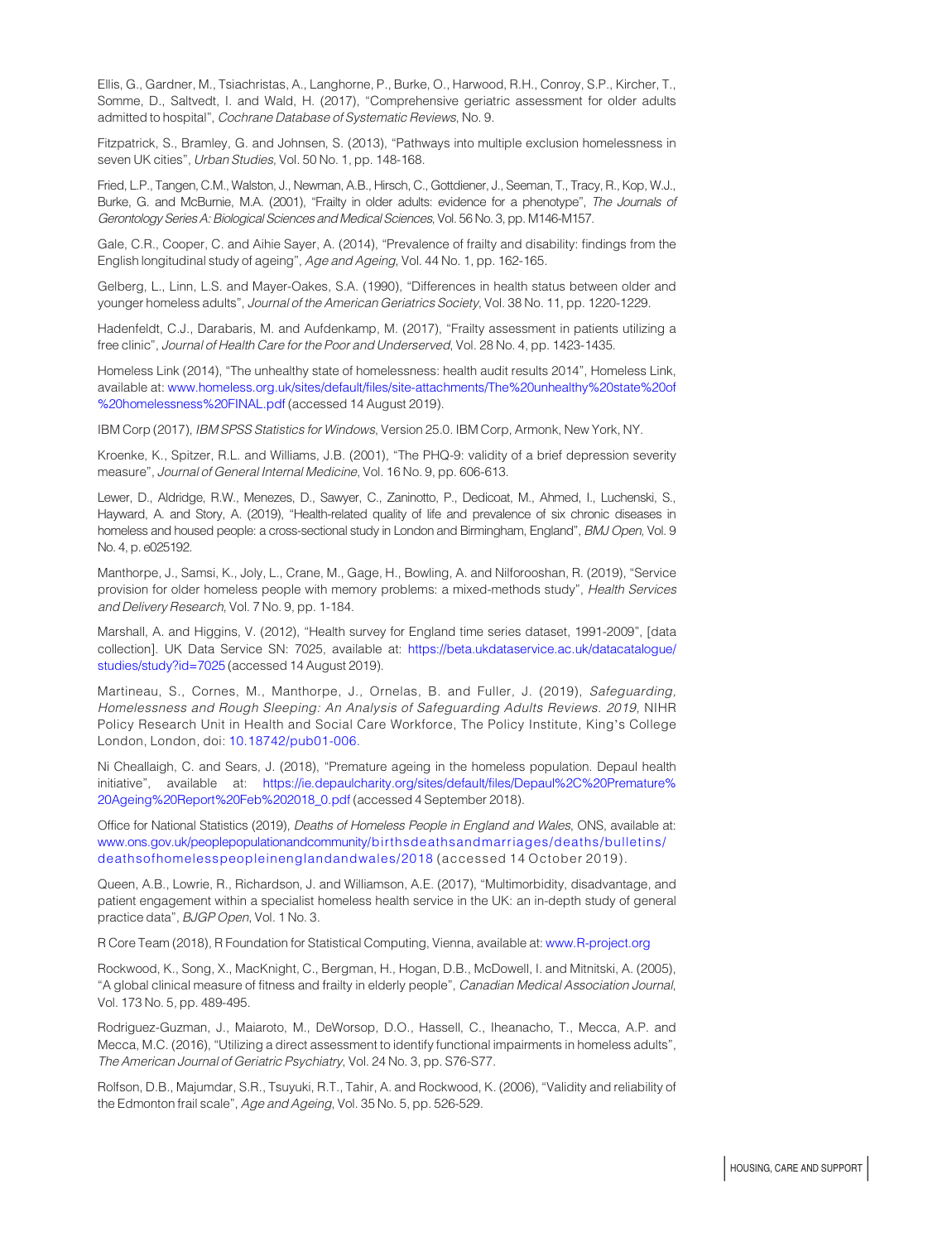Ellis, G., Gardner, M., Tsiachristas, A., Langhorne, P., Burke, O., Harwood, R.H., Conroy, S.P., Kircher, T., Somme, D., Saltvedt, I. and Wald, H. (2017), "Comprehensive geriatric assessment for older adults admitted to hospital", *Cochrane Database of Systematic Reviews*, No. 9.

Fitzpatrick, S., Bramley, G. and Johnsen, S. (2013), "Pathways into multiple exclusion homelessness in seven UK cities", *Urban Studies*, Vol. 50 No. 1, pp. 148-168.

Fried, L.P., Tangen, C.M., Walston, J., Newman, A.B., Hirsch, C., Gottdiener, J., Seeman, T., Tracy, R., Kop, W.J., Burke, G. and McBurnie, M.A. (2001), "Frailty in older adults: evidence for a phenotype", *The Journals of Gerontology Series A: Biological Sciences and Medical Sciences*, Vol. 56 No. 3, pp. M146-M157.

Gale, C.R., Cooper, C. and Aihie Sayer, A. (2014), "Prevalence of frailty and disability: findings from the English longitudinal study of ageing", *Age and Ageing*, Vol. 44 No. 1, pp. 162-165.

Gelberg, L., Linn, L.S. and Mayer-Oakes, S.A. (1990), "Differences in health status between older and younger homeless adults", *Journal of the American Geriatrics Society*, Vol. 38 No. 11, pp. 1220-1229.

Hadenfeldt, C.J., Darabaris, M. and Aufdenkamp, M. (2017), "Frailty assessment in patients utilizing a free clinic", *Journal of Health Care for the Poor and Underserved*, Vol. 28 No. 4, pp. 1423-1435.

Homeless Link (2014), "The unhealthy state of homelessness: health audit results 2014", Homeless Link, available at: www.homeless.org.uk/sites/default/files/site-attachments/The%20unhealthy%20state%20of%20homelessness%20FINAL.pdf (accessed 14 August 2019).

IBM Corp (2017), *IBM SPSS Statistics for Windows*, Version 25.0. IBM Corp, Armonk, New York, NY.

Kroenke, K., Spitzer, R.L. and Williams, J.B. (2001), "The PHQ-9: validity of a brief depression severity measure", *Journal of General Internal Medicine*, Vol. 16 No. 9, pp. 606-613.

Lewer, D., Aldridge, R.W., Menezes, D., Sawyer, C., Zaninotto, P., Dedicoat, M., Ahmed, I., Luchenski, S., Hayward, A. and Story, A. (2019), "Health-related quality of life and prevalence of six chronic diseases in homeless and housed people: a cross-sectional study in London and Birmingham, England", *BMJ Open*, Vol. 9 No. 4, p. e025192.

Manthorpe, J., Samsi, K., Joly, L., Crane, M., Gage, H., Bowling, A. and Nilforooshan, R. (2019), "Service provision for older homeless people with memory problems: a mixed-methods study", *Health Services and Delivery Research*, Vol. 7 No. 9, pp. 1-184.

Marshall, A. and Higgins, V. (2012), "Health survey for England time series dataset, 1991-2009", [data collection]. UK Data Service SN: 7025, available at: https://beta.ukdataservice.ac.uk/datacatalogue/studies/study?id=7025 (accessed 14 August 2019).

Martineau, S., Cornes, M., Manthorpe, J., Ornelas, B. and Fuller, J. (2019), *Safeguarding, Homelessness and Rough Sleeping: An Analysis of Safeguarding Adults Reviews. 2019*, NIHR Policy Research Unit in Health and Social Care Workforce, The Policy Institute, King's College London, London, doi: 10.18742/pub01-006.

Ni Cheallaigh, C. and Sears, J. (2018), "Premature ageing in the homeless population. Depaul health initiative", available at: https://ie.depaulcharity.org/sites/default/files/Depaul%2C%20Premature%20Ageing%20Report%20Feb%202018_0.pdf (accessed 4 September 2018).

Office for National Statistics (2019), *Deaths of Homeless People in England and Wales*, ONS, available at: www.ons.gov.uk/peoplepopulationandcommunity/birthsdeathsandmarriages/deaths/bulletins/deathsofhomelesspeopleinenglandandwales/2018 (accessed 14 October 2019).

Queen, A.B., Lowrie, R., Richardson, J. and Williamson, A.E. (2017), "Multimorbidity, disadvantage, and patient engagement within a specialist homeless health service in the UK: an in-depth study of general practice data", *BJGP Open*, Vol. 1 No. 3.

R Core Team (2018), R Foundation for Statistical Computing, Vienna, available at: www.R-project.org

Rockwood, K., Song, X., MacKnight, C., Bergman, H., Hogan, D.B., McDowell, I. and Mitnitski, A. (2005), "A global clinical measure of fitness and frailty in elderly people", *Canadian Medical Association Journal*, Vol. 173 No. 5, pp. 489-495.

Rodriguez-Guzman, J., Maiaroto, M., DeWorsop, D.O., Hassell, C., Iheanacho, T., Mecca, A.P. and Mecca, M.C. (2016), "Utilizing a direct assessment to identify functional impairments in homeless adults", *The American Journal of Geriatric Psychiatry*, Vol. 24 No. 3, pp. S76-S77.

Rolfson, D.B., Majumdar, S.R., Tsuyuki, R.T., Tahir, A. and Rockwood, K. (2006), "Validity and reliability of the Edmonton frail scale", *Age and Ageing*, Vol. 35 No. 5, pp. 526-529.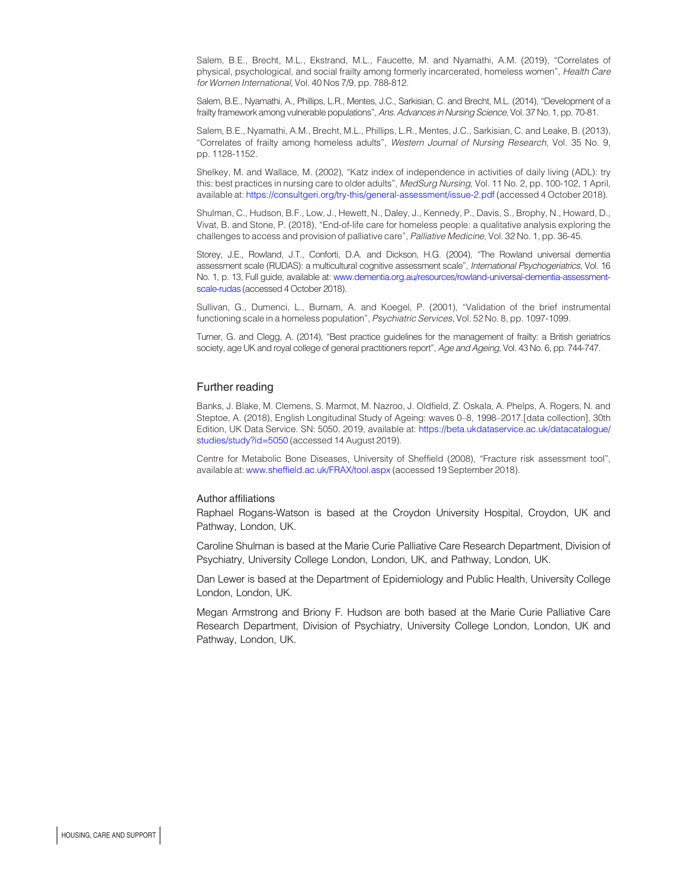Salem, B.E., Brecht, M.L., Ekstrand, M.L., Faucette, M. and Nyamathi, A.M. (2019), "Correlates of physical, psychological, and social frailty among formerly incarcerated, homeless women", *Health Care for Women International*, Vol. 40 Nos 7/9, pp. 788-812.

Salem, B.E., Nyamathi, A., Phillips, L.R., Mentes, J.C., Sarkisian, C. and Brecht, M.L. (2014), "Development of a frailty framework among vulnerable populations", *Ans. Advances in Nursing Science*, Vol. 37 No. 1, pp. 70-81.

Salem, B.E., Nyamathi, A.M., Brecht, M.L., Phillips, L.R., Mentes, J.C., Sarkisian, C. and Leake, B. (2013), "Correlates of frailty among homeless adults", *Western Journal of Nursing Research*, Vol. 35 No. 9, pp. 1128-1152.

Shelkey, M. and Wallace, M. (2002), "Katz index of independence in activities of daily living (ADL): try this: best practices in nursing care to older adults", *MedSurg Nursing*, Vol. 11 No. 2, pp. 100-102, 1 April, available at: https://consultgeri.org/try-this/general-assessment/issue-2.pdf (accessed 4 October 2018).

Shulman, C., Hudson, B.F., Low, J., Hewett, N., Daley, J., Kennedy, P., Davis, S., Brophy, N., Howard, D., Vivat, B. and Stone, P. (2018), "End-of-life care for homeless people: a qualitative analysis exploring the challenges to access and provision of palliative care", *Palliative Medicine*, Vol. 32 No. 1, pp. 36-45.

Storey, J.E., Rowland, J.T., Conforti, D.A. and Dickson, H.G. (2004), "The Rowland universal dementia assessment scale (RUDAS): a multicultural cognitive assessment scale", *International Psychogeriatrics*, Vol. 16 No. 1, p. 13, Full guide, available at: www.dementia.org.au/resources/rowland-universal-dementia-assessment-scale-rudas (accessed 4 October 2018).

Sullivan, G., Dumenci, L., Burnam, A. and Koegel, P. (2001), "Validation of the brief instrumental functioning scale in a homeless population", *Psychiatric Services*, Vol. 52 No. 8, pp. 1097-1099.

Turner, G. and Clegg, A. (2014), "Best practice guidelines for the management of frailty: a British geriatrics society, age UK and royal college of general practitioners report", *Age and Ageing*, Vol. 43 No. 6, pp. 744-747.

## Further reading

Banks, J. Blake, M. Clemens, S. Marmot, M. Nazroo, J. Oldfield, Z. Oskala, A. Phelps, A. Rogers, N. and Steptoe, A. (2018), English Longitudinal Study of Ageing: waves 0–8, 1998–2017.[data collection], 30th Edition, UK Data Service. SN: 5050. 2019, available at: https://beta.ukdataservice.ac.uk/datacatalogue/studies/study?id=5050 (accessed 14 August 2019).

Centre for Metabolic Bone Diseases, University of Sheffield (2008), "Fracture risk assessment tool", available at: www.sheffield.ac.uk/FRAX/tool.aspx (accessed 19 September 2018).

### Author affiliations

Raphael Rogans-Watson is based at the Croydon University Hospital, Croydon, UK and Pathway, London, UK.

Caroline Shulman is based at the Marie Curie Palliative Care Research Department, Division of Psychiatry, University College London, London, UK, and Pathway, London, UK.

Dan Lewer is based at the Department of Epidemiology and Public Health, University College London, London, UK.

Megan Armstrong and Briony F. Hudson are both based at the Marie Curie Palliative Care Research Department, Division of Psychiatry, University College London, London, UK and Pathway, London, UK.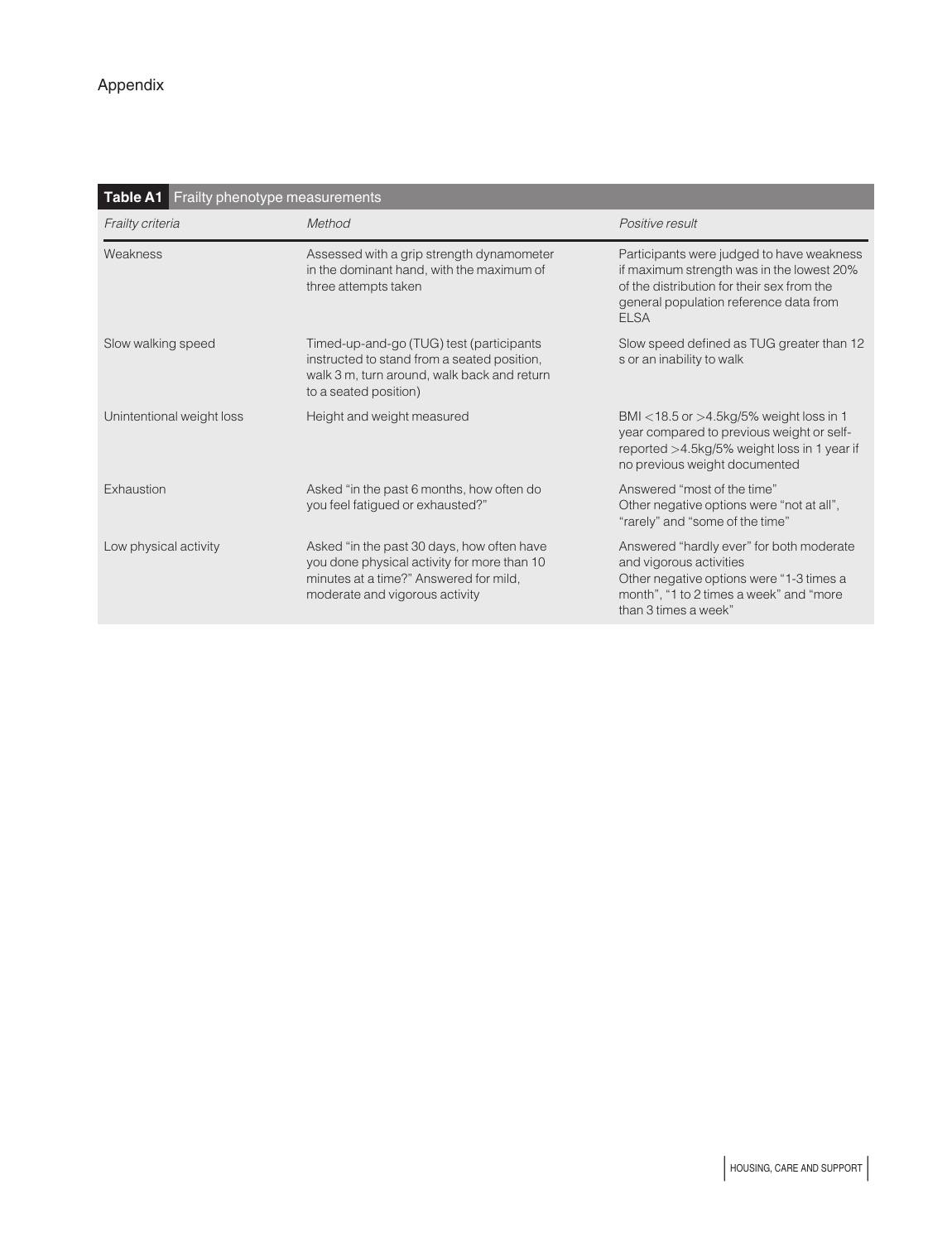# Appendix

**Table A1** Frailty phenotype measurements

| *Frailty criteria* | *Method* | *Positive result* |
|---|---|---|
| Weakness | Assessed with a grip strength dynamometer in the dominant hand, with the maximum of three attempts taken | Participants were judged to have weakness if maximum strength was in the lowest 20% of the distribution for their sex from the general population reference data from ELSA |
| Slow walking speed | Timed-up-and-go (TUG) test (participants instructed to stand from a seated position, walk 3 m, turn around, walk back and return to a seated position) | Slow speed defined as TUG greater than 12 s or an inability to walk |
| Unintentional weight loss | Height and weight measured | BMI <18.5 or >4.5kg/5% weight loss in 1 year compared to previous weight or self-reported >4.5kg/5% weight loss in 1 year if no previous weight documented |
| Exhaustion | Asked "in the past 6 months, how often do you feel fatigued or exhausted?" | Answered "most of the time"<br>Other negative options were "not at all", "rarely" and "some of the time" |
| Low physical activity | Asked "in the past 30 days, how often have you done physical activity for more than 10 minutes at a time?" Answered for mild, moderate and vigorous activity | Answered "hardly ever" for both moderate and vigorous activities<br>Other negative options were "1-3 times a month", "1 to 2 times a week" and "more than 3 times a week" |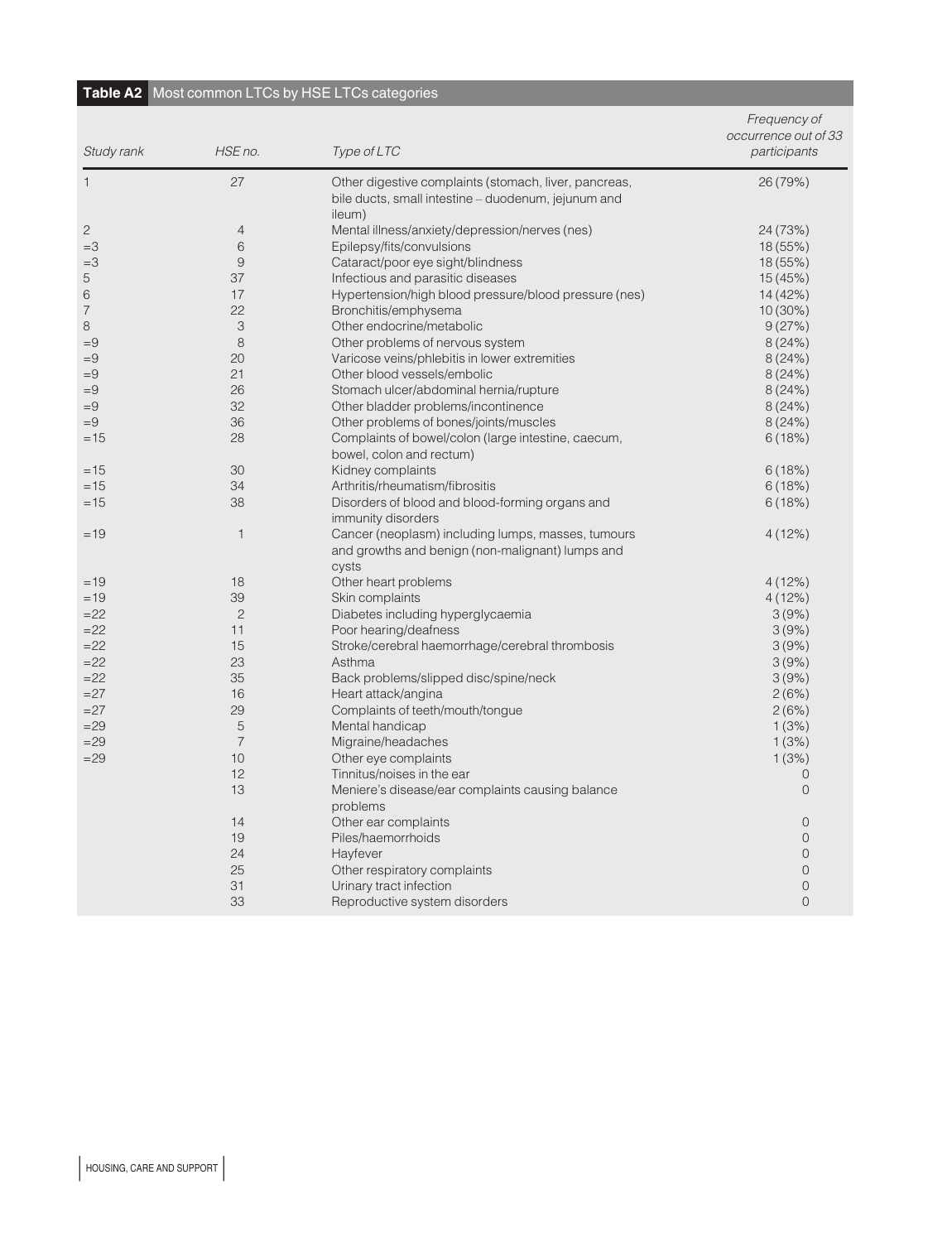**Table A2** Most common LTCs by HSE LTCs categories

| *Study rank* | *HSE no.* | *Type of LTC* | *Frequency of occurrence out of 33 participants* |
|---|---|---|---|
| 1 | 27 | Other digestive complaints (stomach, liver, pancreas, bile ducts, small intestine – duodenum, jejunum and ileum) | 26 (79%) |
| 2 | 4 | Mental illness/anxiety/depression/nerves (nes) | 24 (73%) |
| =3 | 6 | Epilepsy/fits/convulsions | 18 (55%) |
| =3 | 9 | Cataract/poor eye sight/blindness | 18 (55%) |
| 5 | 37 | Infectious and parasitic diseases | 15 (45%) |
| 6 | 17 | Hypertension/high blood pressure/blood pressure (nes) | 14 (42%) |
| 7 | 22 | Bronchitis/emphysema | 10 (30%) |
| 8 | 3 | Other endocrine/metabolic | 9 (27%) |
| =9 | 8 | Other problems of nervous system | 8 (24%) |
| =9 | 20 | Varicose veins/phlebitis in lower extremities | 8 (24%) |
| =9 | 21 | Other blood vessels/embolic | 8 (24%) |
| =9 | 26 | Stomach ulcer/abdominal hernia/rupture | 8 (24%) |
| =9 | 32 | Other bladder problems/incontinence | 8 (24%) |
| =9 | 36 | Other problems of bones/joints/muscles | 8 (24%) |
| =15 | 28 | Complaints of bowel/colon (large intestine, caecum, bowel, colon and rectum) | 6 (18%) |
| =15 | 30 | Kidney complaints | 6 (18%) |
| =15 | 34 | Arthritis/rheumatism/fibrositis | 6 (18%) |
| =15 | 38 | Disorders of blood and blood-forming organs and immunity disorders | 6 (18%) |
| =19 | 1 | Cancer (neoplasm) including lumps, masses, tumours and growths and benign (non-malignant) lumps and cysts | 4 (12%) |
| =19 | 18 | Other heart problems | 4 (12%) |
| =19 | 39 | Skin complaints | 4 (12%) |
| =22 | 2 | Diabetes including hyperglycaemia | 3 (9%) |
| =22 | 11 | Poor hearing/deafness | 3 (9%) |
| =22 | 15 | Stroke/cerebral haemorrhage/cerebral thrombosis | 3 (9%) |
| =22 | 23 | Asthma | 3 (9%) |
| =22 | 35 | Back problems/slipped disc/spine/neck | 3 (9%) |
| =27 | 16 | Heart attack/angina | 2 (6%) |
| =27 | 29 | Complaints of teeth/mouth/tongue | 2 (6%) |
| =29 | 5 | Mental handicap | 1 (3%) |
| =29 | 7 | Migraine/headaches | 1 (3%) |
| =29 | 10 | Other eye complaints | 1 (3%) |
| | 12 | Tinnitus/noises in the ear | 0 |
| | 13 | Meniere's disease/ear complaints causing balance problems | 0 |
| | 14 | Other ear complaints | 0 |
| | 19 | Piles/haemorrhoids | 0 |
| | 24 | Hayfever | 0 |
| | 25 | Other respiratory complaints | 0 |
| | 31 | Urinary tract infection | 0 |
| | 33 | Reproductive system disorders | 0 |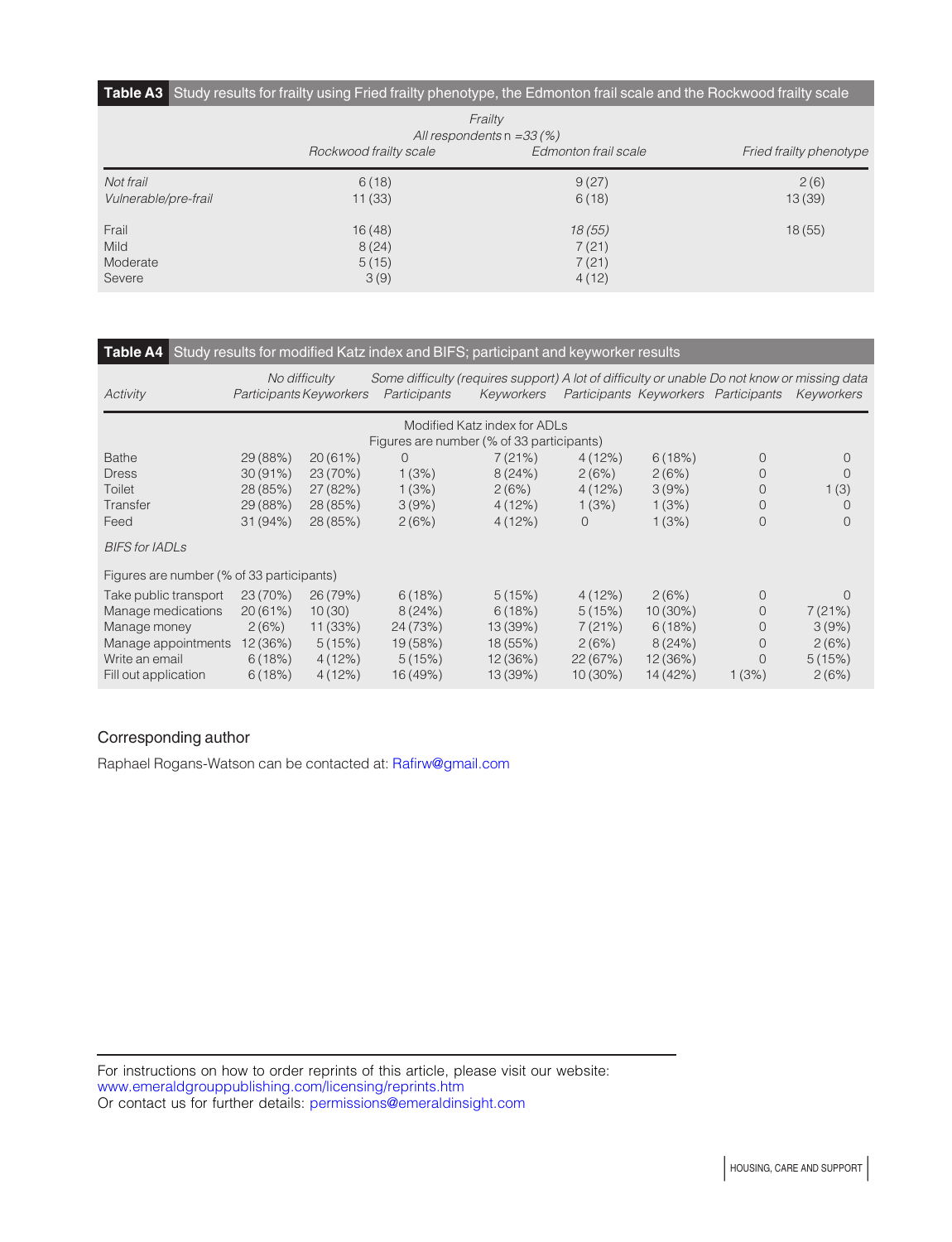**Table A3** Study results for frailty using Fried frailty phenotype, the Edmonton frail scale and the Rockwood frailty scale

| | *Frailty* *All respondents* n = *33 (%)* | | |
|---|---|---|---|
| | *Rockwood frailty scale* | *Edmonton frail scale* | *Fried frailty phenotype* |
| *Not frail* | 6 (18) | 9 (27) | 2 (6) |
| *Vulnerable/pre-frail* | 11 (33) | 6 (18) | 13 (39) |
| Frail | 16 (48) | *18 (55)* | 18 (55) |
| Mild | 8 (24) | 7 (21) | |
| Moderate | 5 (15) | 7 (21) | |
| Severe | 3 (9) | 4 (12) | |

**Table A4** Study results for modified Katz index and BIFS; participant and keyworker results

| | *No difficulty* | | *Some difficulty (requires support)* | | *A lot of difficulty or unable* | | *Do not know or missing data* | |
|---|---|---|---|---|---|---|---|---|
| *Activity* | *Participants* | *Keyworkers* | *Participants* | *Keyworkers* | *Participants* | *Keyworkers* | *Participants* | *Keyworkers* |
| Modified Katz index for ADLs Figures are number (% of 33 participants) | | | | | | | | |
| Bathe | 29 (88%) | 20 (61%) | 0 | 7 (21%) | 4 (12%) | 6 (18%) | 0 | 0 |
| Dress | 30 (91%) | 23 (70%) | 1 (3%) | 8 (24%) | 2 (6%) | 2 (6%) | 0 | 0 |
| Toilet | 28 (85%) | 27 (82%) | 1 (3%) | 2 (6%) | 4 (12%) | 3 (9%) | 0 | 1 (3) |
| Transfer | 29 (88%) | 28 (85%) | 3 (9%) | 4 (12%) | 1 (3%) | 1 (3%) | 0 | 0 |
| Feed | 31 (94%) | 28 (85%) | 2 (6%) | 4 (12%) | 0 | 1 (3%) | 0 | 0 |
| *BIFS for IADLs* | | | | | | | | |
| Figures are number (% of 33 participants) | | | | | | | | |
| Take public transport | 23 (70%) | 26 (79%) | 6 (18%) | 5 (15%) | 4 (12%) | 2 (6%) | 0 | 0 |
| Manage medications | 20 (61%) | 10 (30) | 8 (24%) | 6 (18%) | 5 (15%) | 10 (30%) | 0 | 7 (21%) |
| Manage money | 2 (6%) | 11 (33%) | 24 (73%) | 13 (39%) | 7 (21%) | 6 (18%) | 0 | 3 (9%) |
| Manage appointments | 12 (36%) | 5 (15%) | 19 (58%) | 18 (55%) | 2 (6%) | 8 (24%) | 0 | 2 (6%) |
| Write an email | 6 (18%) | 4 (12%) | 5 (15%) | 12 (36%) | 22 (67%) | 12 (36%) | 0 | 5 (15%) |
| Fill out application | 6 (18%) | 4 (12%) | 16 (49%) | 13 (39%) | 10 (30%) | 14 (42%) | 1 (3%) | 2 (6%) |

## Corresponding author

Raphael Rogans-Watson can be contacted at: Rafirw@gmail.com

For instructions on how to order reprints of this article, please visit our website:
www.emeraldgrouppublishing.com/licensing/reprints.htm
Or contact us for further details: permissions@emeraldinsight.com